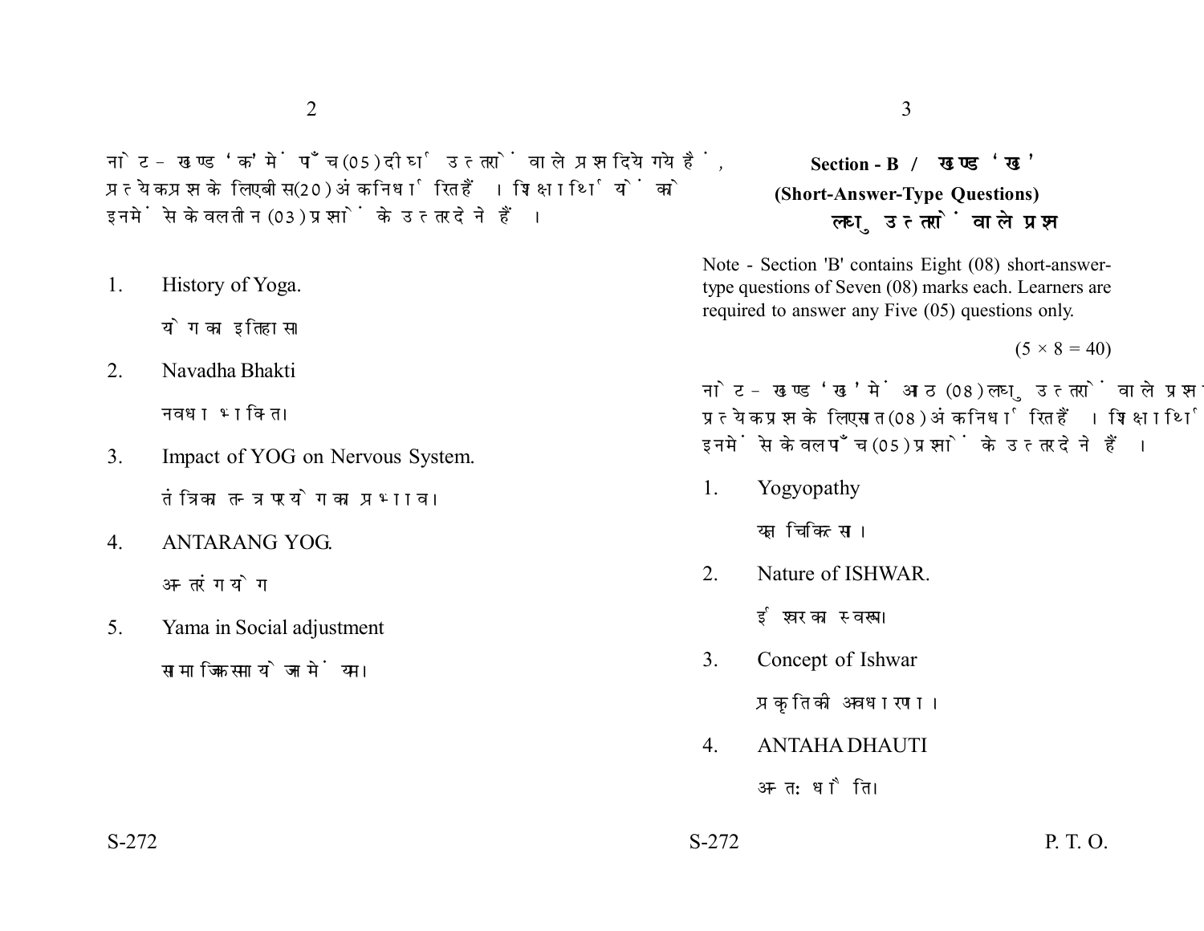नोट - खण्ड 'क' में पाँच (05) दीर्घ उत्तरों वाले प्रश्न दिये गये हैं, प्रत्येक प्रश्न के लिए बीस (20) अंक निर्धारित हैं। शिक्षार्थियों को इनमें से केवल तीन (03) प्रश्नों के उत्तर देने हैं।

1. History of Yoga.

   योग का इतिहास।

2. Navadha Bhakti

   नवधा भक्ति।

3. Impact of YOG on Nervous System.

   तंत्रिका तन्त्र पर योग का प्रभाव।

4. ANTARANG YOG.

   अन्तरंग योग

5. Yama in Social adjustment

   सामाजिक समायोजन में यम।

## Section - B / खण्ड 'ख'

### (Short-Answer-Type Questions)

### लघु उत्तरों वाले प्रश्न

Note - Section 'B' contains Eight (08) short-answer-type questions of Seven (08) marks each. Learners are required to answer any Five (05) questions only.

(5 × 8 = 40)

नोट - खण्ड 'ख' में आठ (08) लघु उत्तरों वाले प्रश्न दिये गये हैं, प्रत्येक प्रश्न के लिए सात (08) अंक निर्धारित हैं। शिक्षार्थियों को इनमें से केवल पाँच (05) प्रश्नों के उत्तर देने हैं।

1. Yogyopathy

   योग चिकित्सा।

2. Nature of ISHWAR.

   ईश्वर का स्वरूप।

3. Concept of Ishwar

   प्रकृति की अवधारणा।

4. ANTAHA DHAUTI

   अन्तः धौति।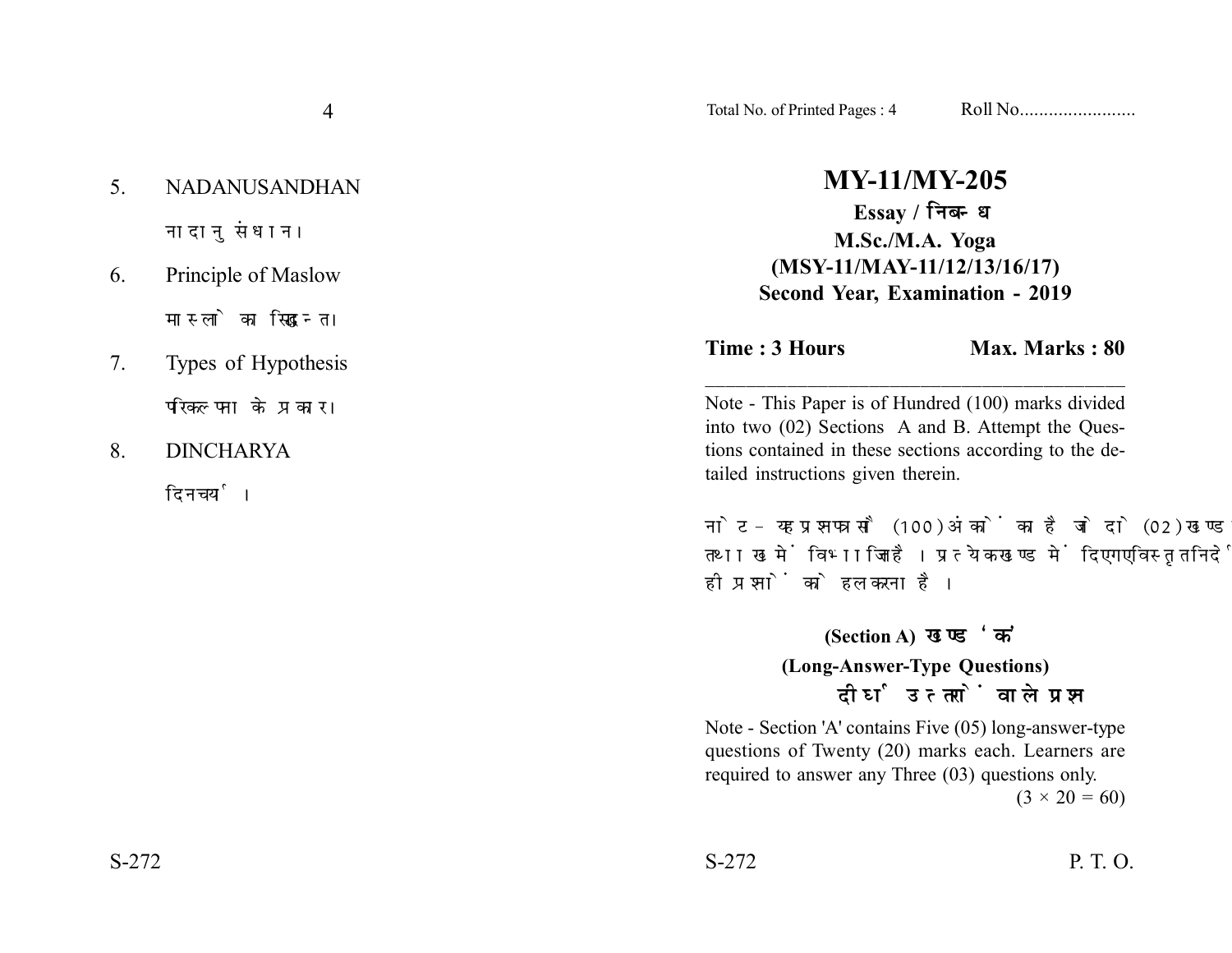5. NADANUSANDHAN

नादानुसंधान।

6. Principle of Maslow

मास्लो का सिद्धान्त।

7. Types of Hypothesis

परिकल्पना के प्रकार।

8. DINCHARYA

दिनचर्या।

Total No. of Printed Pages : 4 Roll No.......................

# MY-11/MY-205

## Essay / निबन्ध

## M.Sc./M.A. Yoga

## (MSY-11/MAY-11/12/13/16/17)

## Second Year, Examination - 2019

**Time : 3 Hours** **Max. Marks : 80**

---

Note - This Paper is of Hundred (100) marks divided into two (02) Sections A and B. Attempt the Questions contained in these sections according to the detailed instructions given therein.

नोट - यह प्रश्नपत्र सौ (100) अंकों का है जो दो (02) खण्डों क तथा ख में विभाजित है। प्रत्येक खण्ड में दिए गए विस्तृत निर्देशों के अनुसार ही प्रश्नों को हल करना है।

### (Section A) खण्ड 'क'

### (Long-Answer-Type Questions)

### दीर्घ उत्तरों वाले प्रश्न

Note - Section 'A' contains Five (05) long-answer-type questions of Twenty (20) marks each. Learners are required to answer any Three (03) questions only.

(3 × 20 = 60)